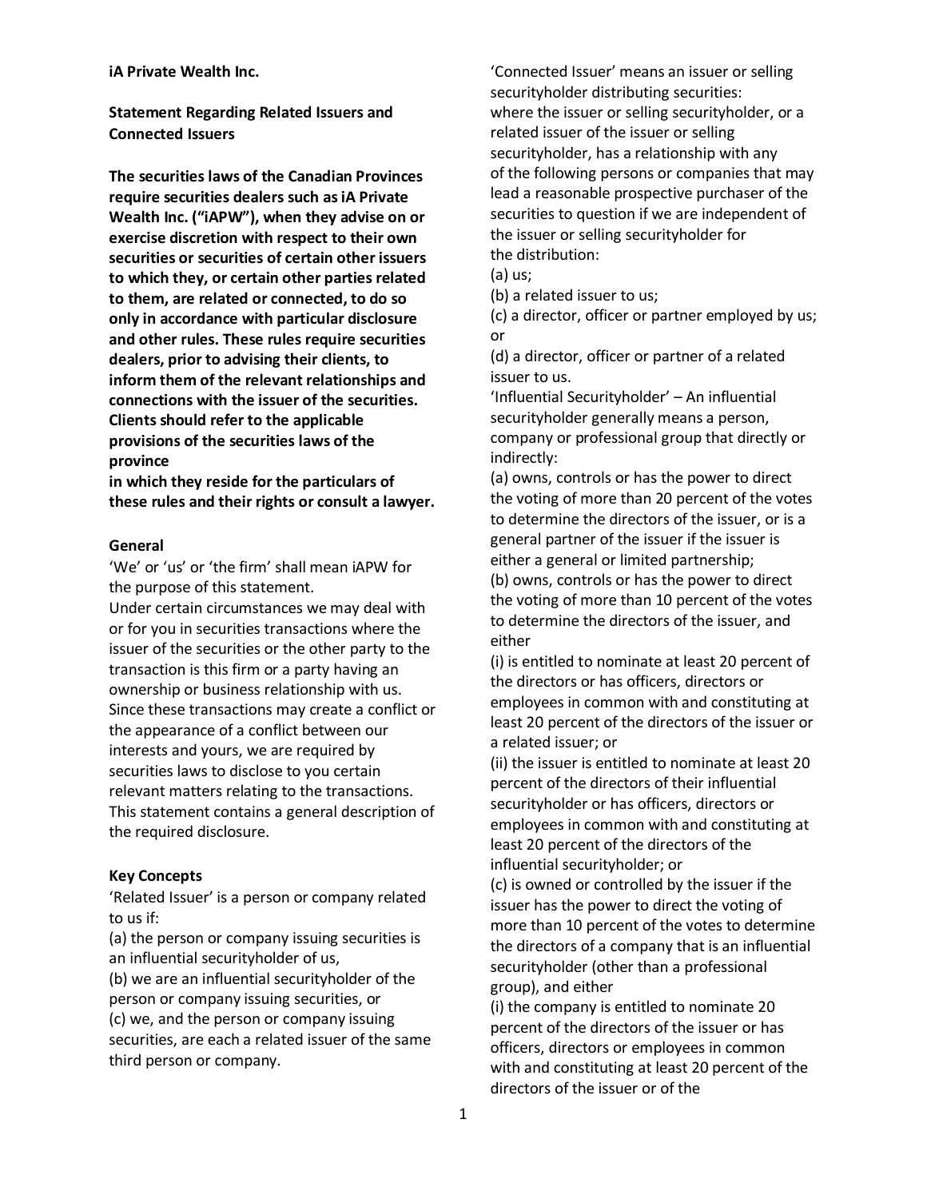**iA Private Wealth Inc.**

**Statement Regarding Related Issuers and Connected Issuers**

**The securities laws of the Canadian Provinces require securities dealers such as iA Private Wealth Inc. ("iAPW"), when they advise on or exercise discretion with respect to their own securities or securities of certain other issuers to which they, or certain other parties related to them, are related or connected, to do so only in accordance with particular disclosure and other rules. These rules require securities dealers, prior to advising their clients, to inform them of the relevant relationships and connections with the issuer of the securities. Clients should refer to the applicable provisions of the securities laws of the province in which they reside for the particulars of these rules and their rights or consult a lawyer.**

**General**

'We' or 'us' or 'the firm' shall mean iAPW for the purpose of this statement.

Under certain circumstances we may deal with or for you in securities transactions where the issuer of the securities or the other party to the transaction is this firm or a party having an ownership or business relationship with us. Since these transactions may create a conflict or the appearance of a conflict between our interests and yours, we are required by securities laws to disclose to you certain relevant matters relating to the transactions. This statement contains a general description of the required disclosure.

**Key Concepts**

'Related Issuer' is a person or company related to us if:

(a) the person or company issuing securities is an influential securityholder of us,

(b) we are an influential securityholder of the person or company issuing securities, or

(c) we, and the person or company issuing securities, are each a related issuer of the same third person or company.

'Connected Issuer' means an issuer or selling securityholder distributing securities: where the issuer or selling securityholder, or a related issuer of the issuer or selling securityholder, has a relationship with any of the following persons or companies that may lead a reasonable prospective purchaser of the securities to question if we are independent of the issuer or selling securityholder for the distribution:

(a) us;

(b) a related issuer to us;

(c) a director, officer or partner employed by us; or

(d) a director, officer or partner of a related issuer to us.

'Influential Securityholder' – An influential securityholder generally means a person, company or professional group that directly or indirectly:

(a) owns, controls or has the power to direct the voting of more than 20 percent of the votes to determine the directors of the issuer, or is a general partner of the issuer if the issuer is either a general or limited partnership;

(b) owns, controls or has the power to direct the voting of more than 10 percent of the votes to determine the directors of the issuer, and either

(i) is entitled to nominate at least 20 percent of the directors or has officers, directors or employees in common with and constituting at least 20 percent of the directors of the issuer or a related issuer; or

(ii) the issuer is entitled to nominate at least 20 percent of the directors of their influential securityholder or has officers, directors or employees in common with and constituting at least 20 percent of the directors of the influential securityholder; or

(c) is owned or controlled by the issuer if the issuer has the power to direct the voting of more than 10 percent of the votes to determine the directors of a company that is an influential securityholder (other than a professional group), and either

(i) the company is entitled to nominate 20 percent of the directors of the issuer or has officers, directors or employees in common with and constituting at least 20 percent of the directors of the issuer or of the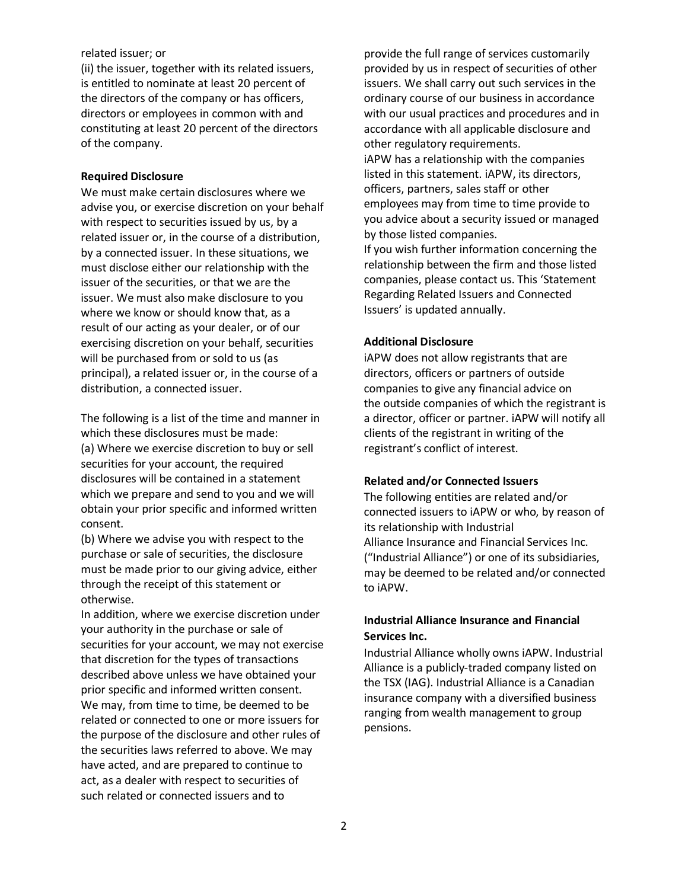related issuer; or

(ii) the issuer, together with its related issuers, is entitled to nominate at least 20 percent of the directors of the company or has officers, directors or employees in common with and constituting at least 20 percent of the directors of the company.

**Required Disclosure**

We must make certain disclosures where we advise you, or exercise discretion on your behalf with respect to securities issued by us, by a related issuer or, in the course of a distribution, by a connected issuer. In these situations, we must disclose either our relationship with the issuer of the securities, or that we are the issuer. We must also make disclosure to you where we know or should know that, as a result of our acting as your dealer, or of our exercising discretion on your behalf, securities will be purchased from or sold to us (as principal), a related issuer or, in the course of a distribution, a connected issuer.

The following is a list of the time and manner in which these disclosures must be made:

(a) Where we exercise discretion to buy or sell securities for your account, the required disclosures will be contained in a statement which we prepare and send to you and we will obtain your prior specific and informed written consent.

(b) Where we advise you with respect to the purchase or sale of securities, the disclosure must be made prior to our giving advice, either through the receipt of this statement or otherwise.

In addition, where we exercise discretion under your authority in the purchase or sale of securities for your account, we may not exercise that discretion for the types of transactions described above unless we have obtained your prior specific and informed written consent.

We may, from time to time, be deemed to be related or connected to one or more issuers for the purpose of the disclosure and other rules of the securities laws referred to above. We may have acted, and are prepared to continue to act, as a dealer with respect to securities of such related or connected issuers and to provide the full range of services customarily provided by us in respect of securities of other issuers. We shall carry out such services in the ordinary course of our business in accordance with our usual practices and procedures and in accordance with all applicable disclosure and other regulatory requirements.

iAPW has a relationship with the companies listed in this statement. iAPW, its directors, officers, partners, sales staff or other employees may from time to time provide to you advice about a security issued or managed by those listed companies.

If you wish further information concerning the relationship between the firm and those listed companies, please contact us. This 'Statement Regarding Related Issuers and Connected Issuers' is updated annually.

**Additional Disclosure**

iAPW does not allow registrants that are directors, officers or partners of outside companies to give any financial advice on the outside companies of which the registrant is a director, officer or partner. iAPW will notify all clients of the registrant in writing of the registrant's conflict of interest.

**Related and/or Connected Issuers**

The following entities are related and/or connected issuers to iAPW or who, by reason of its relationship with Industrial Alliance Insurance and Financial Services Inc. ("Industrial Alliance") or one of its subsidiaries, may be deemed to be related and/or connected to iAPW.

**Industrial Alliance Insurance and Financial Services Inc.**

Industrial Alliance wholly owns iAPW. Industrial Alliance is a publicly-traded company listed on the TSX (IAG). Industrial Alliance is a Canadian insurance company with a diversified business ranging from wealth management to group pensions.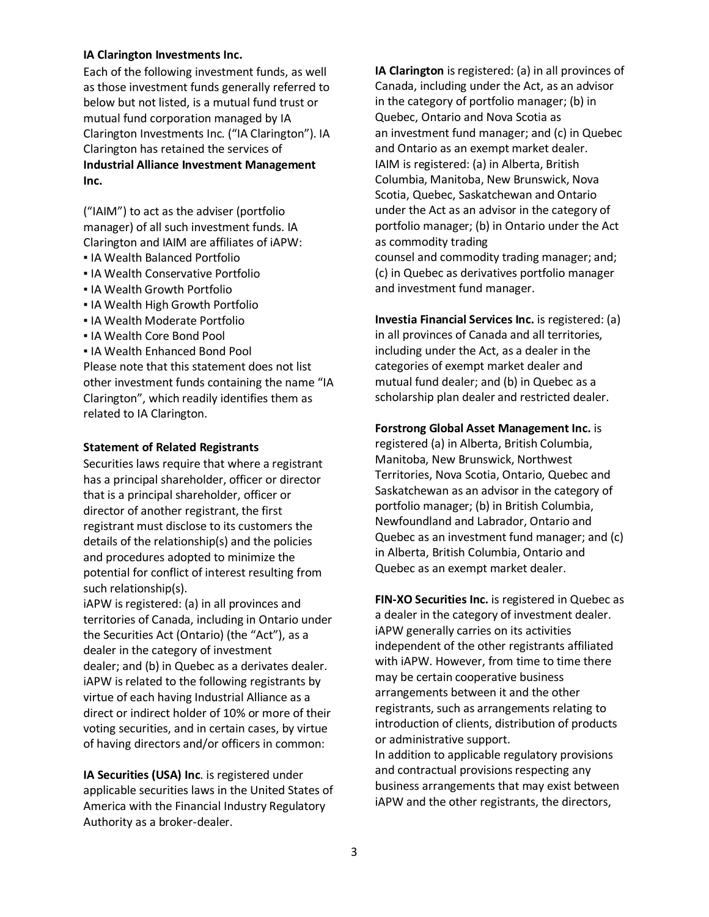**IA Clarington Investments Inc.**

Each of the following investment funds, as well as those investment funds generally referred to below but not listed, is a mutual fund trust or mutual fund corporation managed by IA Clarington Investments Inc. ("IA Clarington"). IA Clarington has retained the services of **Industrial Alliance Investment Management Inc.**

("IAIM") to act as the adviser (portfolio manager) of all such investment funds. IA Clarington and IAIM are affiliates of iAPW:

- IA Wealth Balanced Portfolio
- IA Wealth Conservative Portfolio
- IA Wealth Growth Portfolio
- IA Wealth High Growth Portfolio
- IA Wealth Moderate Portfolio
- IA Wealth Core Bond Pool
- IA Wealth Enhanced Bond Pool

Please note that this statement does not list other investment funds containing the name "IA Clarington", which readily identifies them as related to IA Clarington.

**Statement of Related Registrants**

Securities laws require that where a registrant has a principal shareholder, officer or director that is a principal shareholder, officer or director of another registrant, the first registrant must disclose to its customers the details of the relationship(s) and the policies and procedures adopted to minimize the potential for conflict of interest resulting from such relationship(s).

iAPW is registered: (a) in all provinces and territories of Canada, including in Ontario under the Securities Act (Ontario) (the "Act"), as a dealer in the category of investment dealer; and (b) in Quebec as a derivates dealer. iAPW is related to the following registrants by virtue of each having Industrial Alliance as a direct or indirect holder of 10% or more of their voting securities, and in certain cases, by virtue of having directors and/or officers in common:

**IA Securities (USA) Inc**. is registered under applicable securities laws in the United States of America with the Financial Industry Regulatory Authority as a broker-dealer.

**IA Clarington** is registered: (a) in all provinces of Canada, including under the Act, as an advisor in the category of portfolio manager; (b) in Quebec, Ontario and Nova Scotia as an investment fund manager; and (c) in Quebec and Ontario as an exempt market dealer.

IAIM is registered: (a) in Alberta, British Columbia, Manitoba, New Brunswick, Nova Scotia, Quebec, Saskatchewan and Ontario under the Act as an advisor in the category of portfolio manager; (b) in Ontario under the Act as commodity trading counsel and commodity trading manager; and; (c) in Quebec as derivatives portfolio manager and investment fund manager.

**Investia Financial Services Inc.** is registered: (a) in all provinces of Canada and all territories, including under the Act, as a dealer in the categories of exempt market dealer and mutual fund dealer; and (b) in Quebec as a scholarship plan dealer and restricted dealer.

**Forstrong Global Asset Management Inc.** is registered (a) in Alberta, British Columbia, Manitoba, New Brunswick, Northwest Territories, Nova Scotia, Ontario, Quebec and Saskatchewan as an advisor in the category of portfolio manager; (b) in British Columbia, Newfoundland and Labrador, Ontario and Quebec as an investment fund manager; and (c) in Alberta, British Columbia, Ontario and Quebec as an exempt market dealer.

**FIN-XO Securities Inc.** is registered in Quebec as a dealer in the category of investment dealer.

iAPW generally carries on its activities independent of the other registrants affiliated with iAPW. However, from time to time there may be certain cooperative business arrangements between it and the other registrants, such as arrangements relating to introduction of clients, distribution of products or administrative support.

In addition to applicable regulatory provisions and contractual provisions respecting any business arrangements that may exist between iAPW and the other registrants, the directors,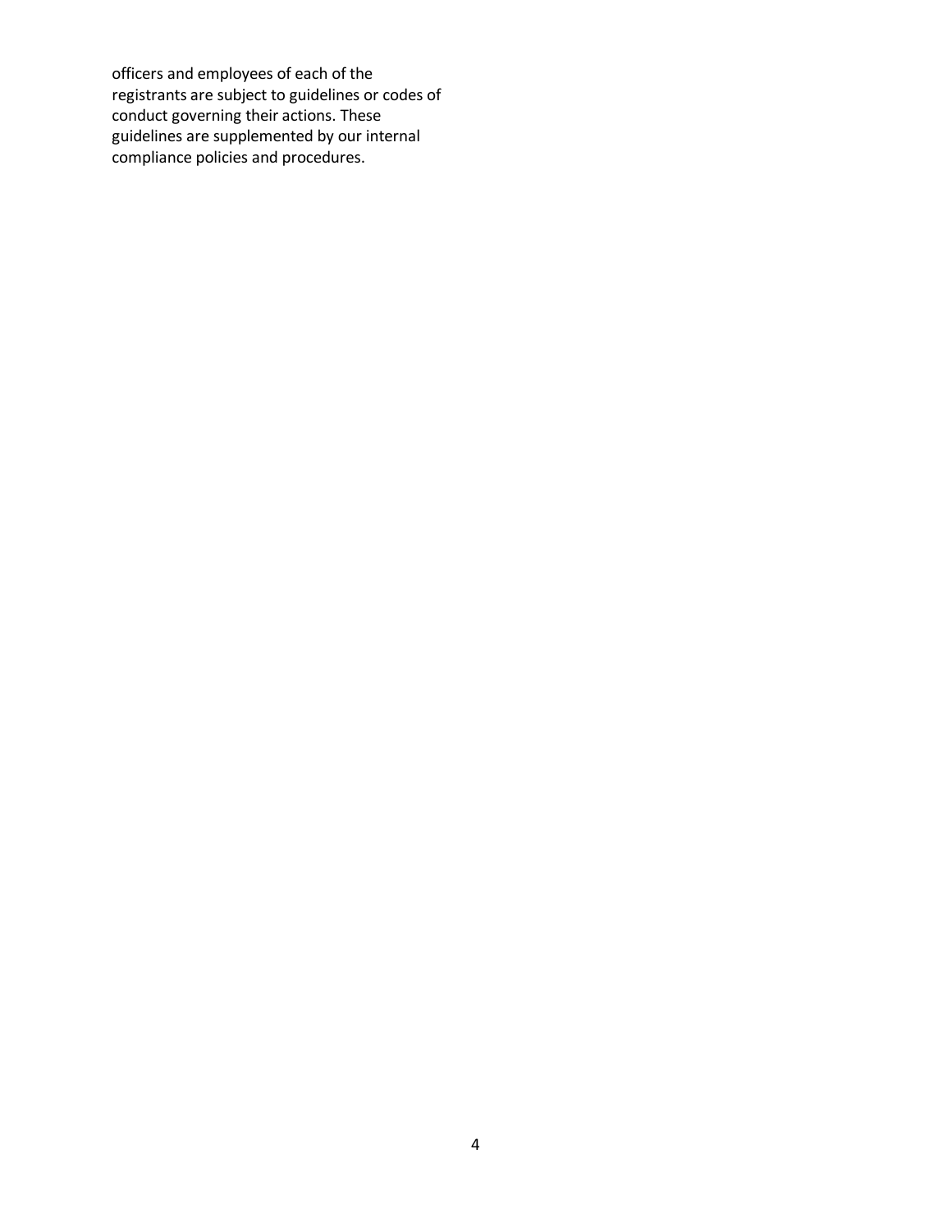officers and employees of each of the registrants are subject to guidelines or codes of conduct governing their actions. These guidelines are supplemented by our internal compliance policies and procedures.